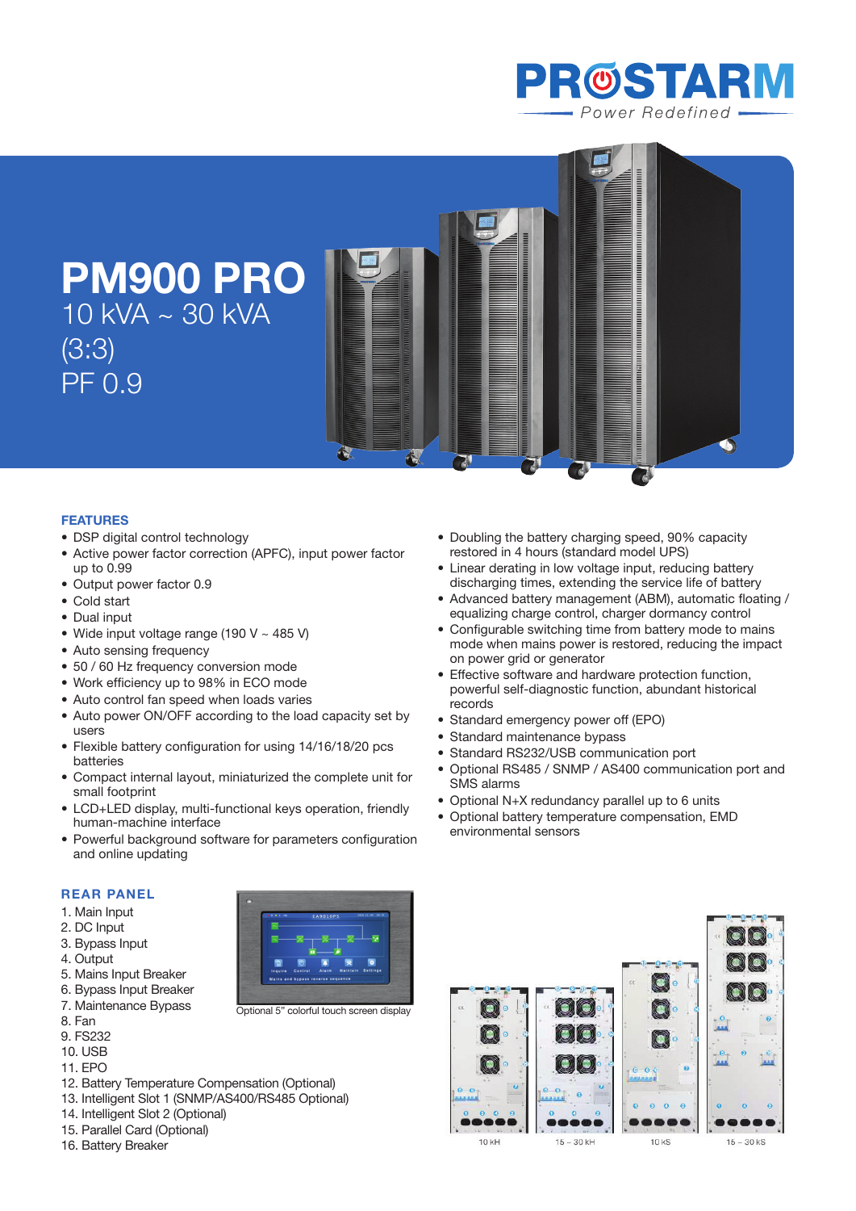PROSTARM
Power Redefined

# PM900 PRO

10 kVA ~ 30 kVA
(3:3)
PF 0.9

## FEATURES

- DSP digital control technology
- Active power factor correction (APFC), input power factor up to 0.99
- Output power factor 0.9
- Cold start
- Dual input
- Wide input voltage range (190 V ~ 485 V)
- Auto sensing frequency
- 50 / 60 Hz frequency conversion mode
- Work efficiency up to 98% in ECO mode
- Auto control fan speed when loads varies
- Auto power ON/OFF according to the load capacity set by users
- Flexible battery configuration for using 14/16/18/20 pcs batteries
- Compact internal layout, miniaturized the complete unit for small footprint
- LCD+LED display, multi-functional keys operation, friendly human-machine interface
- Powerful background software for parameters configuration and online updating
- Doubling the battery charging speed, 90% capacity restored in 4 hours (standard model UPS)
- Linear derating in low voltage input, reducing battery discharging times, extending the service life of battery
- Advanced battery management (ABM), automatic floating / equalizing charge control, charger dormancy control
- Configurable switching time from battery mode to mains mode when mains power is restored, reducing the impact on power grid or generator
- Effective software and hardware protection function, powerful self-diagnostic function, abundant historical records
- Standard emergency power off (EPO)
- Standard maintenance bypass
- Standard RS232/USB communication port
- Optional RS485 / SNMP / AS400 communication port and SMS alarms
- Optional N+X redundancy parallel up to 6 units
- Optional battery temperature compensation, EMD environmental sensors

## REAR PANEL

1. Main Input
2. DC Input
3. Bypass Input
4. Output
5. Mains Input Breaker
6. Bypass Input Breaker
7. Maintenance Bypass
8. Fan
9. FS232
10. USB
11. EPO
12. Battery Temperature Compensation (Optional)
13. Intelligent Slot 1 (SNMP/AS400/RS485 Optional)
14. Intelligent Slot 2 (Optional)
15. Parallel Card (Optional)
16. Battery Breaker

Optional 5" colorful touch screen display

10 kH | 15 – 30 kH | 10 kS | 15 – 30 kS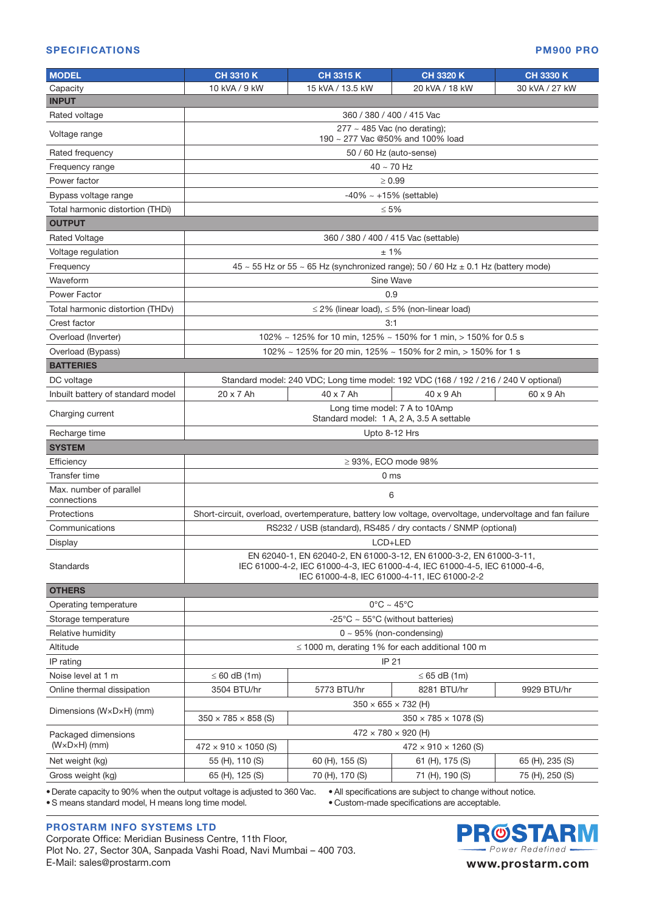## SPECIFICATIONS

## PM900 PRO

| MODEL | CH 3310 K | CH 3315 K | CH 3320 K | CH 3330 K |
|---|---|---|---|---|
| Capacity | 10 kVA / 9 kW | 15 kVA / 13.5 kW | 20 kVA / 18 kW | 30 kVA / 27 kW |
| **INPUT** | | | | |
| Rated voltage | 360 / 380 / 400 / 415 Vac | | | |
| Voltage range | 277 ~ 485 Vac (no derating); 190 ~ 277 Vac @50% and 100% load | | | |
| Rated frequency | 50 / 60 Hz (auto-sense) | | | |
| Frequency range | 40 ~ 70 Hz | | | |
| Power factor | ≥ 0.99 | | | |
| Bypass voltage range | -40% ~ +15% (settable) | | | |
| Total harmonic distortion (THDi) | ≤ 5% | | | |
| **OUTPUT** | | | | |
| Rated Voltage | 360 / 380 / 400 / 415 Vac (settable) | | | |
| Voltage regulation | ± 1% | | | |
| Frequency | 45 ~ 55 Hz or 55 ~ 65 Hz (synchronized range); 50 / 60 Hz ± 0.1 Hz (battery mode) | | | |
| Waveform | Sine Wave | | | |
| Power Factor | 0.9 | | | |
| Total harmonic distortion (THDv) | ≤ 2% (linear load), ≤ 5% (non-linear load) | | | |
| Crest factor | 3:1 | | | |
| Overload (Inverter) | 102% ~ 125% for 10 min, 125% ~ 150% for 1 min, > 150% for 0.5 s | | | |
| Overload (Bypass) | 102% ~ 125% for 20 min, 125% ~ 150% for 2 min, > 150% for 1 s | | | |
| **BATTERIES** | | | | |
| DC voltage | Standard model: 240 VDC; Long time model: 192 VDC (168 / 192 / 216 / 240 V optional) | | | |
| Inbuilt battery of standard model | 20 x 7 Ah | 40 x 7 Ah | 40 x 9 Ah | 60 x 9 Ah |
| Charging current | Long time model: 7 A to 10Amp<br>Standard model: 1 A, 2 A, 3.5 A settable | | | |
| Recharge time | Upto 8-12 Hrs | | | |
| **SYSTEM** | | | | |
| Efficiency | ≥ 93%, ECO mode 98% | | | |
| Transfer time | 0 ms | | | |
| Max. number of parallel connections | 6 | | | |
| Protections | Short-circuit, overload, overtemperature, battery low voltage, overvoltage, undervoltage and fan failure | | | |
| Communications | RS232 / USB (standard), RS485 / dry contacts / SNMP (optional) | | | |
| Display | LCD+LED | | | |
| Standards | EN 62040-1, EN 62040-2, EN 61000-3-12, EN 61000-3-2, EN 61000-3-11, IEC 61000-4-2, IEC 61000-4-3, IEC 61000-4-4, IEC 61000-4-5, IEC 61000-4-6, IEC 61000-4-8, IEC 61000-4-11, IEC 61000-2-2 | | | |
| **OTHERS** | | | | |
| Operating temperature | 0°C ~ 45°C | | | |
| Storage temperature | -25°C ~ 55°C (without batteries) | | | |
| Relative humidity | 0 ~ 95% (non-condensing) | | | |
| Altitude | ≤ 1000 m, derating 1% for each additional 100 m | | | |
| IP rating | IP 21 | | | |
| Noise level at 1 m | ≤ 60 dB (1m) | ≤ 65 dB (1m) | | |
| Online thermal dissipation | 3504 BTU/hr | 5773 BTU/hr | 8281 BTU/hr | 9929 BTU/hr |
| Dimensions (W×D×H) (mm) | 350 × 655 × 732 (H) | | | |
| | 350 × 785 × 858 (S) | 350 × 785 × 1078 (S) | | |
| Packaged dimensions (W×D×H) (mm) | 472 × 780 × 920 (H) | | | |
| | 472 × 910 × 1050 (S) | 472 × 910 × 1260 (S) | | |
| Net weight (kg) | 55 (H), 110 (S) | 60 (H), 155 (S) | 61 (H), 175 (S) | 65 (H), 235 (S) |
| Gross weight (kg) | 65 (H), 125 (S) | 70 (H), 170 (S) | 71 (H), 190 (S) | 75 (H), 250 (S) |

- Derate capacity to 90% when the output voltage is adjusted to 360 Vac.
- S means standard model, H means long time model.
- All specifications are subject to change without notice.
- Custom-made specifications are acceptable.

**PROSTARM INFO SYSTEMS LTD**
Corporate Office: Meridian Business Centre, 11th Floor,
Plot No. 27, Sector 30A, Sanpada Vashi Road, Navi Mumbai – 400 703.
E-Mail: sales@prostarm.com

PROSTARM
Power Redefined
www.prostarm.com